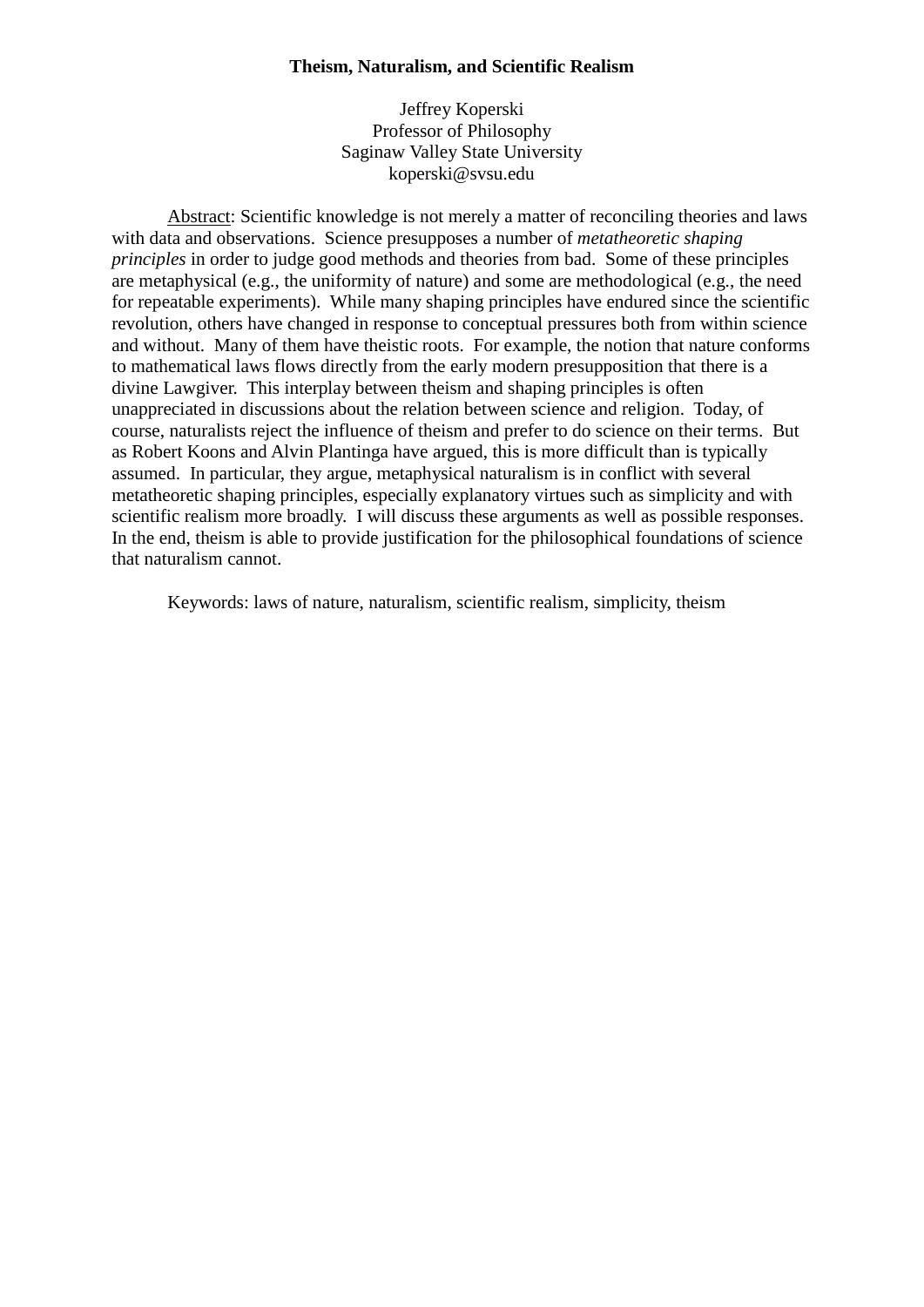# Theism, Naturalism, and Scientific Realism

Jeffrey Koperski
Professor of Philosophy
Saginaw Valley State University
koperski@svsu.edu

Abstract: Scientific knowledge is not merely a matter of reconciling theories and laws with data and observations. Science presupposes a number of *metatheoretic shaping principles* in order to judge good methods and theories from bad. Some of these principles are metaphysical (e.g., the uniformity of nature) and some are methodological (e.g., the need for repeatable experiments). While many shaping principles have endured since the scientific revolution, others have changed in response to conceptual pressures both from within science and without. Many of them have theistic roots. For example, the notion that nature conforms to mathematical laws flows directly from the early modern presupposition that there is a divine Lawgiver. This interplay between theism and shaping principles is often unappreciated in discussions about the relation between science and religion. Today, of course, naturalists reject the influence of theism and prefer to do science on their terms. But as Robert Koons and Alvin Plantinga have argued, this is more difficult than is typically assumed. In particular, they argue, metaphysical naturalism is in conflict with several metatheoretic shaping principles, especially explanatory virtues such as simplicity and with scientific realism more broadly. I will discuss these arguments as well as possible responses. In the end, theism is able to provide justification for the philosophical foundations of science that naturalism cannot.

Keywords: laws of nature, naturalism, scientific realism, simplicity, theism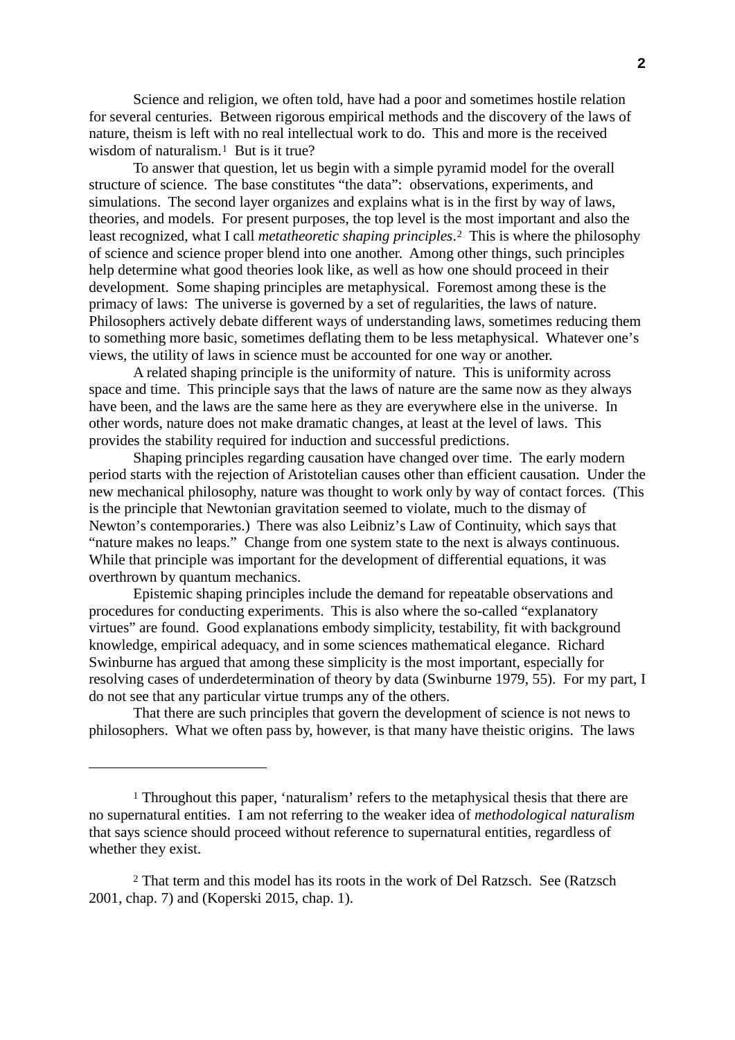Science and religion, we often told, have had a poor and sometimes hostile relation for several centuries. Between rigorous empirical methods and the discovery of the laws of nature, theism is left with no real intellectual work to do. This and more is the received wisdom of naturalism.[1] But is it true?

To answer that question, let us begin with a simple pyramid model for the overall structure of science. The base constitutes "the data": observations, experiments, and simulations. The second layer organizes and explains what is in the first by way of laws, theories, and models. For present purposes, the top level is the most important and also the least recognized, what I call *metatheoretic shaping principles*.[2] This is where the philosophy of science and science proper blend into one another. Among other things, such principles help determine what good theories look like, as well as how one should proceed in their development. Some shaping principles are metaphysical. Foremost among these is the primacy of laws: The universe is governed by a set of regularities, the laws of nature. Philosophers actively debate different ways of understanding laws, sometimes reducing them to something more basic, sometimes deflating them to be less metaphysical. Whatever one's views, the utility of laws in science must be accounted for one way or another.

A related shaping principle is the uniformity of nature. This is uniformity across space and time. This principle says that the laws of nature are the same now as they always have been, and the laws are the same here as they are everywhere else in the universe. In other words, nature does not make dramatic changes, at least at the level of laws. This provides the stability required for induction and successful predictions.

Shaping principles regarding causation have changed over time. The early modern period starts with the rejection of Aristotelian causes other than efficient causation. Under the new mechanical philosophy, nature was thought to work only by way of contact forces. (This is the principle that Newtonian gravitation seemed to violate, much to the dismay of Newton's contemporaries.) There was also Leibniz's Law of Continuity, which says that "nature makes no leaps." Change from one system state to the next is always continuous. While that principle was important for the development of differential equations, it was overthrown by quantum mechanics.

Epistemic shaping principles include the demand for repeatable observations and procedures for conducting experiments. This is also where the so-called "explanatory virtues" are found. Good explanations embody simplicity, testability, fit with background knowledge, empirical adequacy, and in some sciences mathematical elegance. Richard Swinburne has argued that among these simplicity is the most important, especially for resolving cases of underdetermination of theory by data (Swinburne 1979, 55). For my part, I do not see that any particular virtue trumps any of the others.

That there are such principles that govern the development of science is not news to philosophers. What we often pass by, however, is that many have theistic origins. The laws

---

[1] Throughout this paper, 'naturalism' refers to the metaphysical thesis that there are no supernatural entities. I am not referring to the weaker idea of *methodological naturalism* that says science should proceed without reference to supernatural entities, regardless of whether they exist.

[2] That term and this model has its roots in the work of Del Ratzsch. See (Ratzsch 2001, chap. 7) and (Koperski 2015, chap. 1).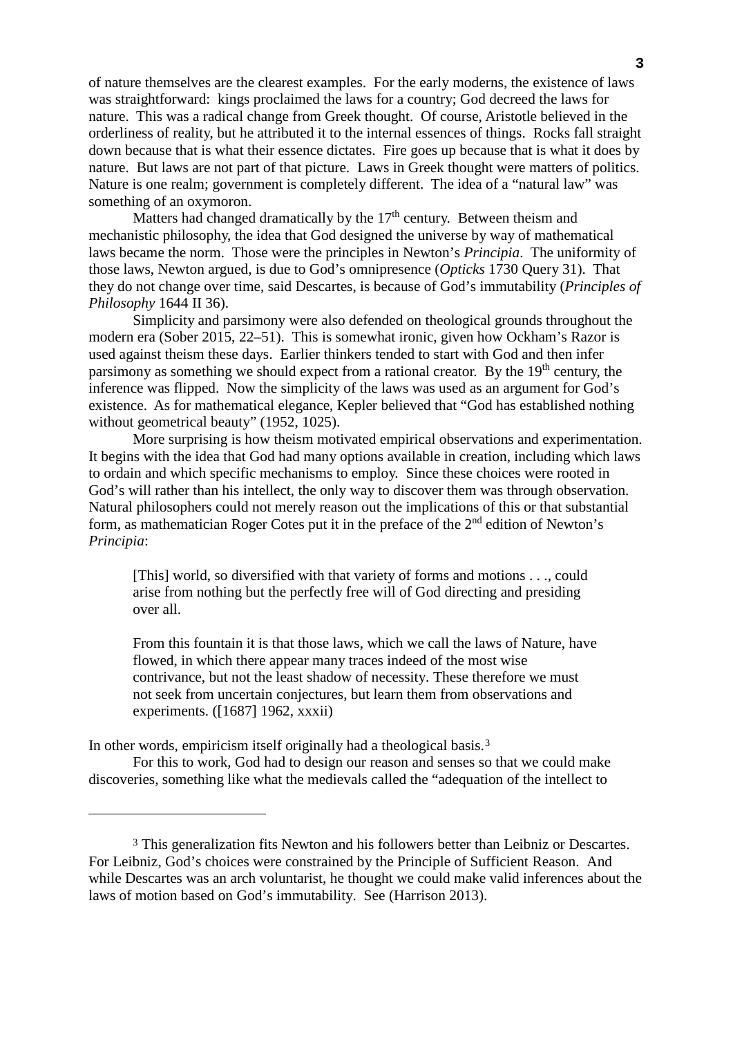of nature themselves are the clearest examples. For the early moderns, the existence of laws was straightforward: kings proclaimed the laws for a country; God decreed the laws for nature. This was a radical change from Greek thought. Of course, Aristotle believed in the orderliness of reality, but he attributed it to the internal essences of things. Rocks fall straight down because that is what their essence dictates. Fire goes up because that is what it does by nature. But laws are not part of that picture. Laws in Greek thought were matters of politics. Nature is one realm; government is completely different. The idea of a "natural law" was something of an oxymoron.

Matters had changed dramatically by the 17th century. Between theism and mechanistic philosophy, the idea that God designed the universe by way of mathematical laws became the norm. Those were the principles in Newton's *Principia*. The uniformity of those laws, Newton argued, is due to God's omnipresence (*Opticks* 1730 Query 31). That they do not change over time, said Descartes, is because of God's immutability (*Principles of Philosophy* 1644 II 36).

Simplicity and parsimony were also defended on theological grounds throughout the modern era (Sober 2015, 22–51). This is somewhat ironic, given how Ockham's Razor is used against theism these days. Earlier thinkers tended to start with God and then infer parsimony as something we should expect from a rational creator. By the 19th century, the inference was flipped. Now the simplicity of the laws was used as an argument for God's existence. As for mathematical elegance, Kepler believed that "God has established nothing without geometrical beauty" (1952, 1025).

More surprising is how theism motivated empirical observations and experimentation. It begins with the idea that God had many options available in creation, including which laws to ordain and which specific mechanisms to employ. Since these choices were rooted in God's will rather than his intellect, the only way to discover them was through observation. Natural philosophers could not merely reason out the implications of this or that substantial form, as mathematician Roger Cotes put it in the preface of the 2nd edition of Newton's *Principia*:

> [This] world, so diversified with that variety of forms and motions . . ., could arise from nothing but the perfectly free will of God directing and presiding over all.
>
> From this fountain it is that those laws, which we call the laws of Nature, have flowed, in which there appear many traces indeed of the most wise contrivance, but not the least shadow of necessity. These therefore we must not seek from uncertain conjectures, but learn them from observations and experiments. ([1687] 1962, xxxii)

In other words, empiricism itself originally had a theological basis.[3]

For this to work, God had to design our reason and senses so that we could make discoveries, something like what the medievals called the "adequation of the intellect to

---

[3] This generalization fits Newton and his followers better than Leibniz or Descartes. For Leibniz, God's choices were constrained by the Principle of Sufficient Reason. And while Descartes was an arch voluntarist, he thought we could make valid inferences about the laws of motion based on God's immutability. See (Harrison 2013).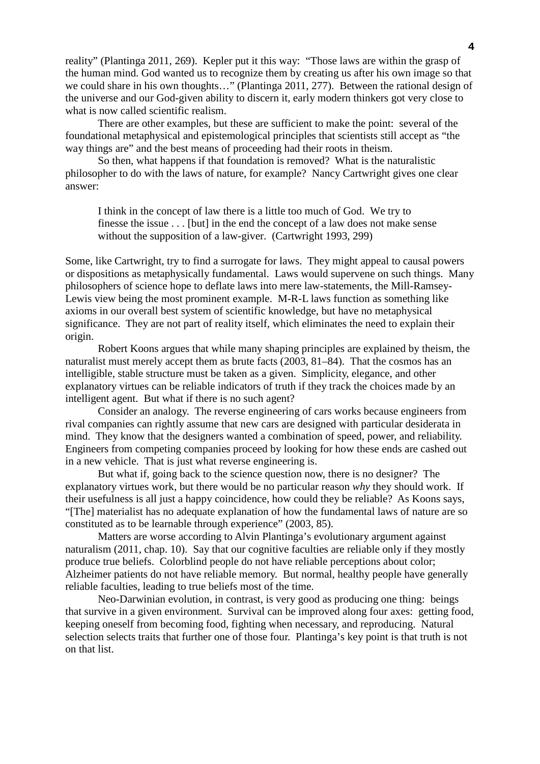reality" (Plantinga 2011, 269). Kepler put it this way: "Those laws are within the grasp of the human mind. God wanted us to recognize them by creating us after his own image so that we could share in his own thoughts…" (Plantinga 2011, 277). Between the rational design of the universe and our God-given ability to discern it, early modern thinkers got very close to what is now called scientific realism.

There are other examples, but these are sufficient to make the point: several of the foundational metaphysical and epistemological principles that scientists still accept as "the way things are" and the best means of proceeding had their roots in theism.

So then, what happens if that foundation is removed? What is the naturalistic philosopher to do with the laws of nature, for example? Nancy Cartwright gives one clear answer:

> I think in the concept of law there is a little too much of God. We try to finesse the issue . . . [but] in the end the concept of a law does not make sense without the supposition of a law-giver. (Cartwright 1993, 299)

Some, like Cartwright, try to find a surrogate for laws. They might appeal to causal powers or dispositions as metaphysically fundamental. Laws would supervene on such things. Many philosophers of science hope to deflate laws into mere law-statements, the Mill-Ramsey-Lewis view being the most prominent example. M-R-L laws function as something like axioms in our overall best system of scientific knowledge, but have no metaphysical significance. They are not part of reality itself, which eliminates the need to explain their origin.

Robert Koons argues that while many shaping principles are explained by theism, the naturalist must merely accept them as brute facts (2003, 81–84). That the cosmos has an intelligible, stable structure must be taken as a given. Simplicity, elegance, and other explanatory virtues can be reliable indicators of truth if they track the choices made by an intelligent agent. But what if there is no such agent?

Consider an analogy. The reverse engineering of cars works because engineers from rival companies can rightly assume that new cars are designed with particular desiderata in mind. They know that the designers wanted a combination of speed, power, and reliability. Engineers from competing companies proceed by looking for how these ends are cashed out in a new vehicle. That is just what reverse engineering is.

But what if, going back to the science question now, there is no designer? The explanatory virtues work, but there would be no particular reason *why* they should work. If their usefulness is all just a happy coincidence, how could they be reliable? As Koons says, "[The] materialist has no adequate explanation of how the fundamental laws of nature are so constituted as to be learnable through experience" (2003, 85).

Matters are worse according to Alvin Plantinga's evolutionary argument against naturalism (2011, chap. 10). Say that our cognitive faculties are reliable only if they mostly produce true beliefs. Colorblind people do not have reliable perceptions about color; Alzheimer patients do not have reliable memory. But normal, healthy people have generally reliable faculties, leading to true beliefs most of the time.

Neo-Darwinian evolution, in contrast, is very good as producing one thing: beings that survive in a given environment. Survival can be improved along four axes: getting food, keeping oneself from becoming food, fighting when necessary, and reproducing. Natural selection selects traits that further one of those four. Plantinga's key point is that truth is not on that list.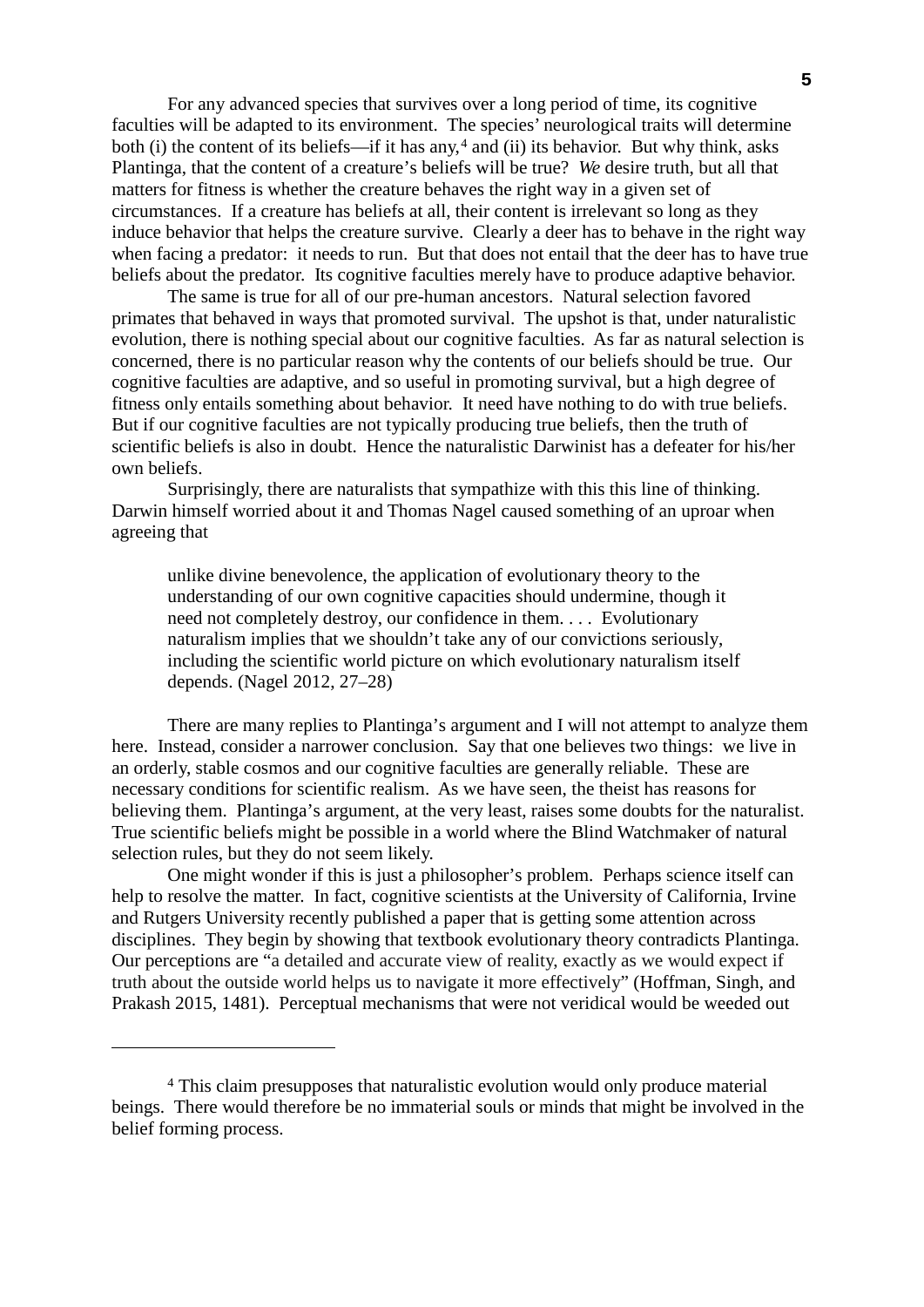For any advanced species that survives over a long period of time, its cognitive faculties will be adapted to its environment. The species' neurological traits will determine both (i) the content of its beliefs—if it has any,[4] and (ii) its behavior. But why think, asks Plantinga, that the content of a creature's beliefs will be true? *We* desire truth, but all that matters for fitness is whether the creature behaves the right way in a given set of circumstances. If a creature has beliefs at all, their content is irrelevant so long as they induce behavior that helps the creature survive. Clearly a deer has to behave in the right way when facing a predator: it needs to run. But that does not entail that the deer has to have true beliefs about the predator. Its cognitive faculties merely have to produce adaptive behavior.

The same is true for all of our pre-human ancestors. Natural selection favored primates that behaved in ways that promoted survival. The upshot is that, under naturalistic evolution, there is nothing special about our cognitive faculties. As far as natural selection is concerned, there is no particular reason why the contents of our beliefs should be true. Our cognitive faculties are adaptive, and so useful in promoting survival, but a high degree of fitness only entails something about behavior. It need have nothing to do with true beliefs. But if our cognitive faculties are not typically producing true beliefs, then the truth of scientific beliefs is also in doubt. Hence the naturalistic Darwinist has a defeater for his/her own beliefs.

Surprisingly, there are naturalists that sympathize with this this line of thinking. Darwin himself worried about it and Thomas Nagel caused something of an uproar when agreeing that

> unlike divine benevolence, the application of evolutionary theory to the understanding of our own cognitive capacities should undermine, though it need not completely destroy, our confidence in them. . . . Evolutionary naturalism implies that we shouldn't take any of our convictions seriously, including the scientific world picture on which evolutionary naturalism itself depends. (Nagel 2012, 27–28)

There are many replies to Plantinga's argument and I will not attempt to analyze them here. Instead, consider a narrower conclusion. Say that one believes two things: we live in an orderly, stable cosmos and our cognitive faculties are generally reliable. These are necessary conditions for scientific realism. As we have seen, the theist has reasons for believing them. Plantinga's argument, at the very least, raises some doubts for the naturalist. True scientific beliefs might be possible in a world where the Blind Watchmaker of natural selection rules, but they do not seem likely.

One might wonder if this is just a philosopher's problem. Perhaps science itself can help to resolve the matter. In fact, cognitive scientists at the University of California, Irvine and Rutgers University recently published a paper that is getting some attention across disciplines. They begin by showing that textbook evolutionary theory contradicts Plantinga. Our perceptions are "a detailed and accurate view of reality, exactly as we would expect if truth about the outside world helps us to navigate it more effectively" (Hoffman, Singh, and Prakash 2015, 1481). Perceptual mechanisms that were not veridical would be weeded out

---

[4] This claim presupposes that naturalistic evolution would only produce material beings. There would therefore be no immaterial souls or minds that might be involved in the belief forming process.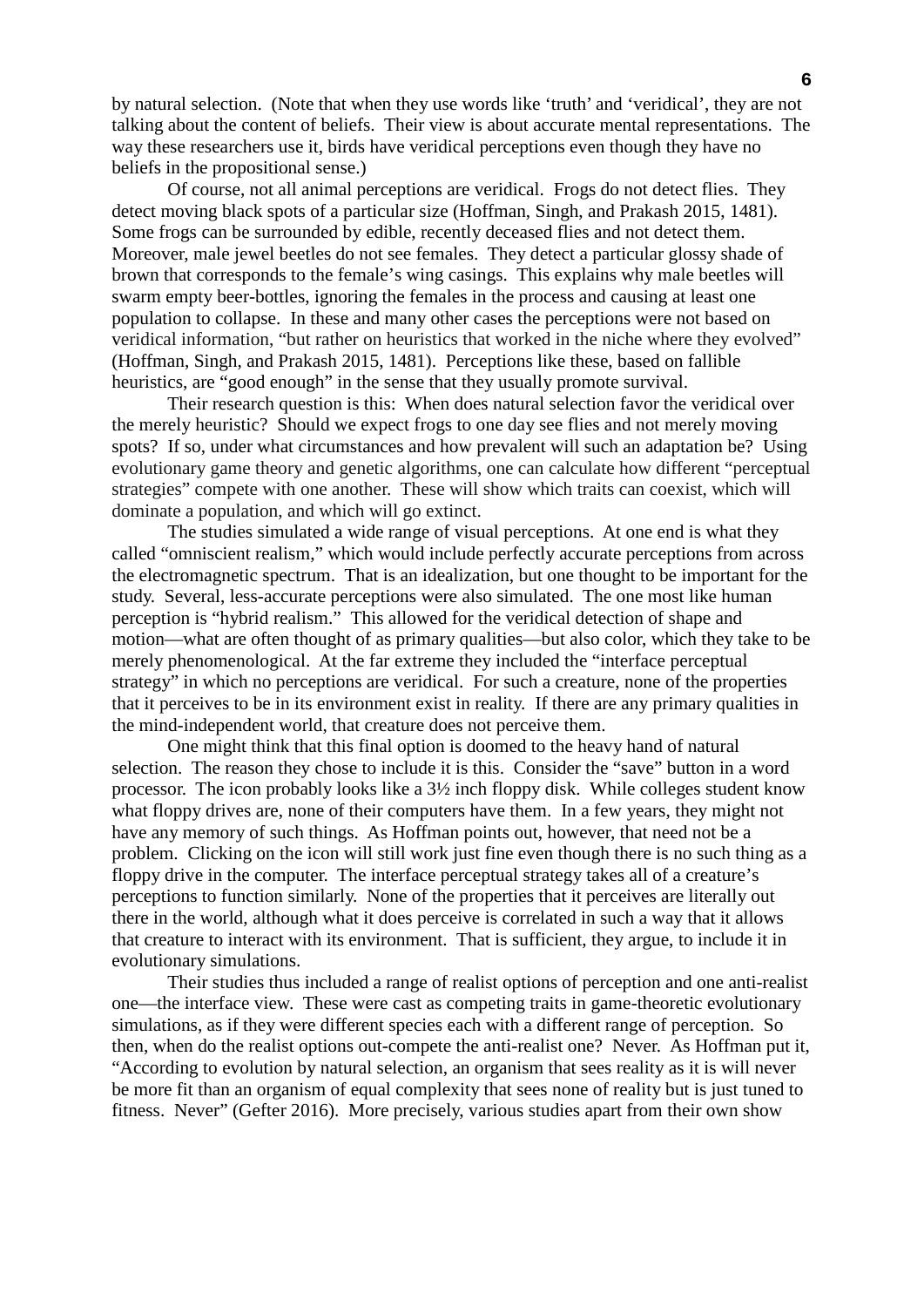by natural selection. (Note that when they use words like 'truth' and 'veridical', they are not talking about the content of beliefs. Their view is about accurate mental representations. The way these researchers use it, birds have veridical perceptions even though they have no beliefs in the propositional sense.)

Of course, not all animal perceptions are veridical. Frogs do not detect flies. They detect moving black spots of a particular size (Hoffman, Singh, and Prakash 2015, 1481). Some frogs can be surrounded by edible, recently deceased flies and not detect them. Moreover, male jewel beetles do not see females. They detect a particular glossy shade of brown that corresponds to the female's wing casings. This explains why male beetles will swarm empty beer-bottles, ignoring the females in the process and causing at least one population to collapse. In these and many other cases the perceptions were not based on veridical information, "but rather on heuristics that worked in the niche where they evolved" (Hoffman, Singh, and Prakash 2015, 1481). Perceptions like these, based on fallible heuristics, are "good enough" in the sense that they usually promote survival.

Their research question is this: When does natural selection favor the veridical over the merely heuristic? Should we expect frogs to one day see flies and not merely moving spots? If so, under what circumstances and how prevalent will such an adaptation be? Using evolutionary game theory and genetic algorithms, one can calculate how different "perceptual strategies" compete with one another. These will show which traits can coexist, which will dominate a population, and which will go extinct.

The studies simulated a wide range of visual perceptions. At one end is what they called "omniscient realism," which would include perfectly accurate perceptions from across the electromagnetic spectrum. That is an idealization, but one thought to be important for the study. Several, less-accurate perceptions were also simulated. The one most like human perception is "hybrid realism." This allowed for the veridical detection of shape and motion—what are often thought of as primary qualities—but also color, which they take to be merely phenomenological. At the far extreme they included the "interface perceptual strategy" in which no perceptions are veridical. For such a creature, none of the properties that it perceives to be in its environment exist in reality. If there are any primary qualities in the mind-independent world, that creature does not perceive them.

One might think that this final option is doomed to the heavy hand of natural selection. The reason they chose to include it is this. Consider the "save" button in a word processor. The icon probably looks like a 3½ inch floppy disk. While colleges student know what floppy drives are, none of their computers have them. In a few years, they might not have any memory of such things. As Hoffman points out, however, that need not be a problem. Clicking on the icon will still work just fine even though there is no such thing as a floppy drive in the computer. The interface perceptual strategy takes all of a creature's perceptions to function similarly. None of the properties that it perceives are literally out there in the world, although what it does perceive is correlated in such a way that it allows that creature to interact with its environment. That is sufficient, they argue, to include it in evolutionary simulations.

Their studies thus included a range of realist options of perception and one anti-realist one—the interface view. These were cast as competing traits in game-theoretic evolutionary simulations, as if they were different species each with a different range of perception. So then, when do the realist options out-compete the anti-realist one? Never. As Hoffman put it, "According to evolution by natural selection, an organism that sees reality as it is will never be more fit than an organism of equal complexity that sees none of reality but is just tuned to fitness. Never" (Gefter 2016). More precisely, various studies apart from their own show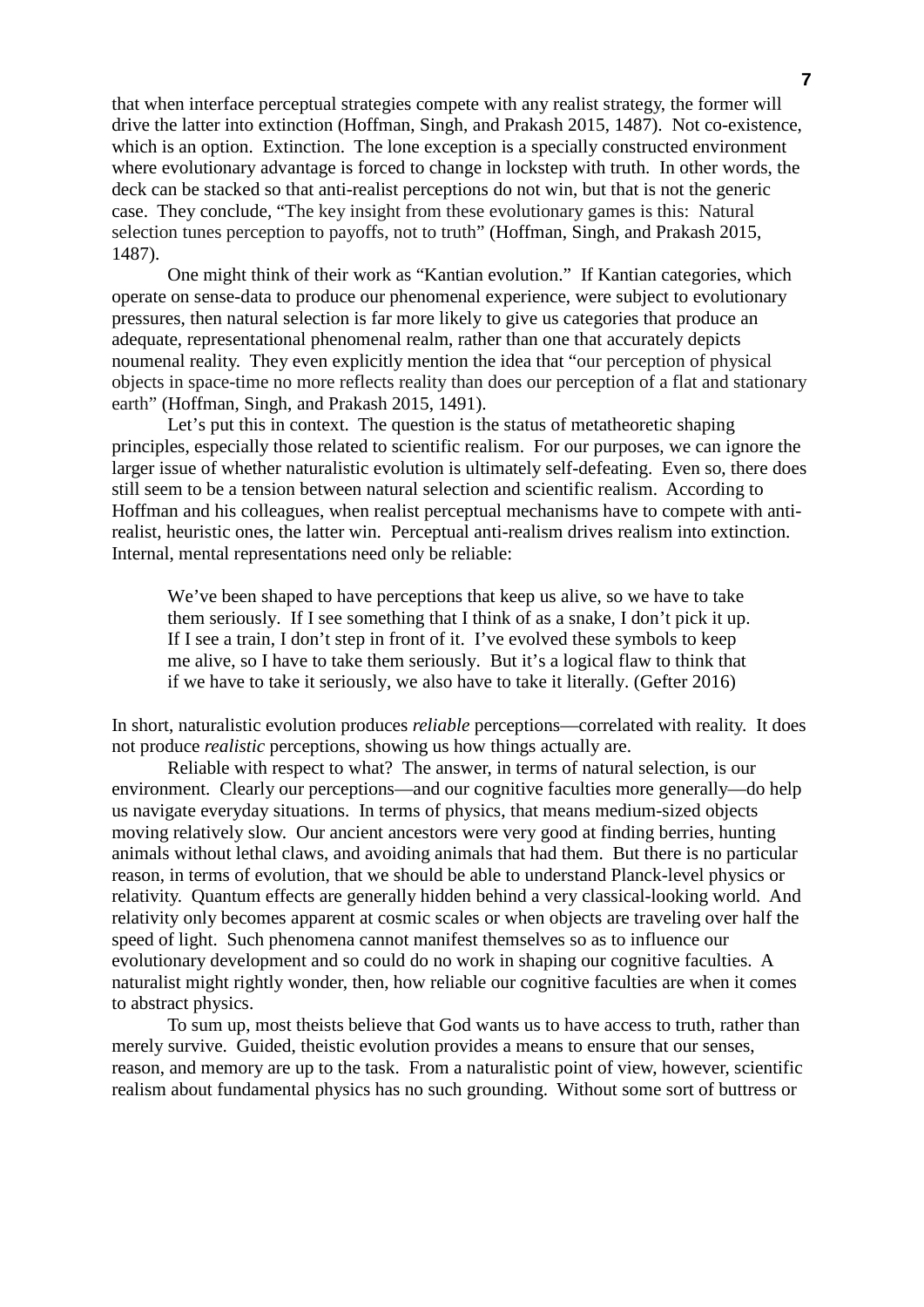that when interface perceptual strategies compete with any realist strategy, the former will drive the latter into extinction (Hoffman, Singh, and Prakash 2015, 1487). Not co-existence, which is an option. Extinction. The lone exception is a specially constructed environment where evolutionary advantage is forced to change in lockstep with truth. In other words, the deck can be stacked so that anti-realist perceptions do not win, but that is not the generic case. They conclude, "The key insight from these evolutionary games is this: Natural selection tunes perception to payoffs, not to truth" (Hoffman, Singh, and Prakash 2015, 1487).

One might think of their work as "Kantian evolution." If Kantian categories, which operate on sense-data to produce our phenomenal experience, were subject to evolutionary pressures, then natural selection is far more likely to give us categories that produce an adequate, representational phenomenal realm, rather than one that accurately depicts noumenal reality. They even explicitly mention the idea that "our perception of physical objects in space-time no more reflects reality than does our perception of a flat and stationary earth" (Hoffman, Singh, and Prakash 2015, 1491).

Let's put this in context. The question is the status of metatheoretic shaping principles, especially those related to scientific realism. For our purposes, we can ignore the larger issue of whether naturalistic evolution is ultimately self-defeating. Even so, there does still seem to be a tension between natural selection and scientific realism. According to Hoffman and his colleagues, when realist perceptual mechanisms have to compete with anti-realist, heuristic ones, the latter win. Perceptual anti-realism drives realism into extinction. Internal, mental representations need only be reliable:

> We've been shaped to have perceptions that keep us alive, so we have to take them seriously. If I see something that I think of as a snake, I don't pick it up. If I see a train, I don't step in front of it. I've evolved these symbols to keep me alive, so I have to take them seriously. But it's a logical flaw to think that if we have to take it seriously, we also have to take it literally. (Gefter 2016)

In short, naturalistic evolution produces *reliable* perceptions—correlated with reality. It does not produce *realistic* perceptions, showing us how things actually are.

Reliable with respect to what? The answer, in terms of natural selection, is our environment. Clearly our perceptions—and our cognitive faculties more generally—do help us navigate everyday situations. In terms of physics, that means medium-sized objects moving relatively slow. Our ancient ancestors were very good at finding berries, hunting animals without lethal claws, and avoiding animals that had them. But there is no particular reason, in terms of evolution, that we should be able to understand Planck-level physics or relativity. Quantum effects are generally hidden behind a very classical-looking world. And relativity only becomes apparent at cosmic scales or when objects are traveling over half the speed of light. Such phenomena cannot manifest themselves so as to influence our evolutionary development and so could do no work in shaping our cognitive faculties. A naturalist might rightly wonder, then, how reliable our cognitive faculties are when it comes to abstract physics.

To sum up, most theists believe that God wants us to have access to truth, rather than merely survive. Guided, theistic evolution provides a means to ensure that our senses, reason, and memory are up to the task. From a naturalistic point of view, however, scientific realism about fundamental physics has no such grounding. Without some sort of buttress or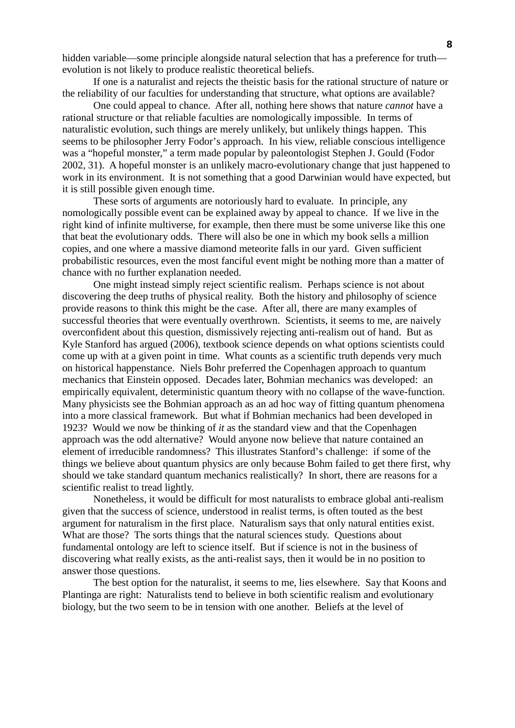hidden variable—some principle alongside natural selection that has a preference for truth—evolution is not likely to produce realistic theoretical beliefs.

If one is a naturalist and rejects the theistic basis for the rational structure of nature or the reliability of our faculties for understanding that structure, what options are available?

One could appeal to chance. After all, nothing here shows that nature *cannot* have a rational structure or that reliable faculties are nomologically impossible. In terms of naturalistic evolution, such things are merely unlikely, but unlikely things happen. This seems to be philosopher Jerry Fodor's approach. In his view, reliable conscious intelligence was a "hopeful monster," a term made popular by paleontologist Stephen J. Gould (Fodor 2002, 31). A hopeful monster is an unlikely macro-evolutionary change that just happened to work in its environment. It is not something that a good Darwinian would have expected, but it is still possible given enough time.

These sorts of arguments are notoriously hard to evaluate. In principle, any nomologically possible event can be explained away by appeal to chance. If we live in the right kind of infinite multiverse, for example, then there must be some universe like this one that beat the evolutionary odds. There will also be one in which my book sells a million copies, and one where a massive diamond meteorite falls in our yard. Given sufficient probabilistic resources, even the most fanciful event might be nothing more than a matter of chance with no further explanation needed.

One might instead simply reject scientific realism. Perhaps science is not about discovering the deep truths of physical reality. Both the history and philosophy of science provide reasons to think this might be the case. After all, there are many examples of successful theories that were eventually overthrown. Scientists, it seems to me, are naively overconfident about this question, dismissively rejecting anti-realism out of hand. But as Kyle Stanford has argued (2006), textbook science depends on what options scientists could come up with at a given point in time. What counts as a scientific truth depends very much on historical happenstance. Niels Bohr preferred the Copenhagen approach to quantum mechanics that Einstein opposed. Decades later, Bohmian mechanics was developed: an empirically equivalent, deterministic quantum theory with no collapse of the wave-function. Many physicists see the Bohmian approach as an ad hoc way of fitting quantum phenomena into a more classical framework. But what if Bohmian mechanics had been developed in 1923? Would we now be thinking of *it* as the standard view and that the Copenhagen approach was the odd alternative? Would anyone now believe that nature contained an element of irreducible randomness? This illustrates Stanford's challenge: if some of the things we believe about quantum physics are only because Bohm failed to get there first, why should we take standard quantum mechanics realistically? In short, there are reasons for a scientific realist to tread lightly.

Nonetheless, it would be difficult for most naturalists to embrace global anti-realism given that the success of science, understood in realist terms, is often touted as the best argument for naturalism in the first place. Naturalism says that only natural entities exist. What are those? The sorts things that the natural sciences study. Questions about fundamental ontology are left to science itself. But if science is not in the business of discovering what really exists, as the anti-realist says, then it would be in no position to answer those questions.

The best option for the naturalist, it seems to me, lies elsewhere. Say that Koons and Plantinga are right: Naturalists tend to believe in both scientific realism and evolutionary biology, but the two seem to be in tension with one another. Beliefs at the level of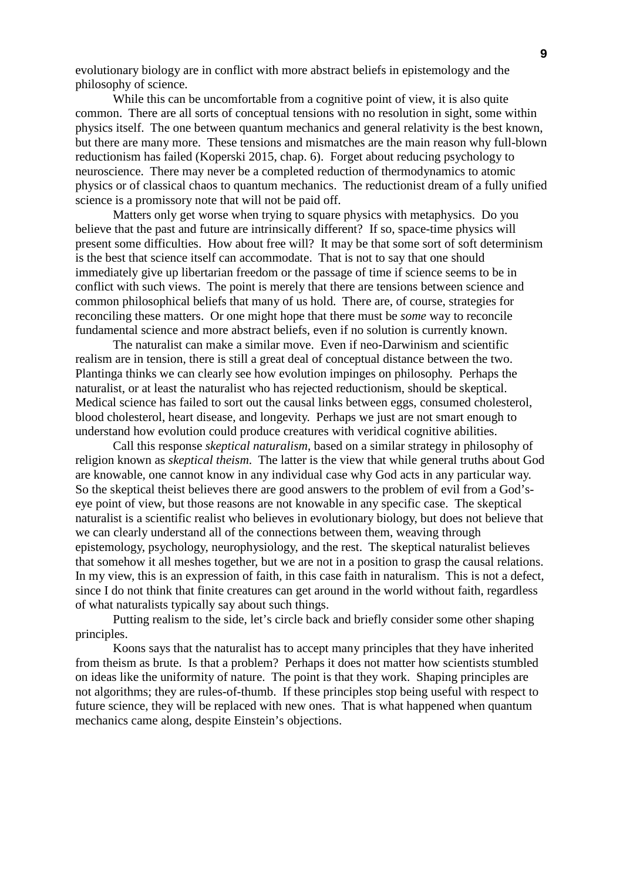evolutionary biology are in conflict with more abstract beliefs in epistemology and the philosophy of science.

While this can be uncomfortable from a cognitive point of view, it is also quite common. There are all sorts of conceptual tensions with no resolution in sight, some within physics itself. The one between quantum mechanics and general relativity is the best known, but there are many more. These tensions and mismatches are the main reason why full-blown reductionism has failed (Koperski 2015, chap. 6). Forget about reducing psychology to neuroscience. There may never be a completed reduction of thermodynamics to atomic physics or of classical chaos to quantum mechanics. The reductionist dream of a fully unified science is a promissory note that will not be paid off.

Matters only get worse when trying to square physics with metaphysics. Do you believe that the past and future are intrinsically different? If so, space-time physics will present some difficulties. How about free will? It may be that some sort of soft determinism is the best that science itself can accommodate. That is not to say that one should immediately give up libertarian freedom or the passage of time if science seems to be in conflict with such views. The point is merely that there are tensions between science and common philosophical beliefs that many of us hold. There are, of course, strategies for reconciling these matters. Or one might hope that there must be *some* way to reconcile fundamental science and more abstract beliefs, even if no solution is currently known.

The naturalist can make a similar move. Even if neo-Darwinism and scientific realism are in tension, there is still a great deal of conceptual distance between the two. Plantinga thinks we can clearly see how evolution impinges on philosophy. Perhaps the naturalist, or at least the naturalist who has rejected reductionism, should be skeptical. Medical science has failed to sort out the causal links between eggs, consumed cholesterol, blood cholesterol, heart disease, and longevity. Perhaps we just are not smart enough to understand how evolution could produce creatures with veridical cognitive abilities.

Call this response *skeptical naturalism*, based on a similar strategy in philosophy of religion known as *skeptical theism*. The latter is the view that while general truths about God are knowable, one cannot know in any individual case why God acts in any particular way. So the skeptical theist believes there are good answers to the problem of evil from a God's-eye point of view, but those reasons are not knowable in any specific case. The skeptical naturalist is a scientific realist who believes in evolutionary biology, but does not believe that we can clearly understand all of the connections between them, weaving through epistemology, psychology, neurophysiology, and the rest. The skeptical naturalist believes that somehow it all meshes together, but we are not in a position to grasp the causal relations. In my view, this is an expression of faith, in this case faith in naturalism. This is not a defect, since I do not think that finite creatures can get around in the world without faith, regardless of what naturalists typically say about such things.

Putting realism to the side, let's circle back and briefly consider some other shaping principles.

Koons says that the naturalist has to accept many principles that they have inherited from theism as brute. Is that a problem? Perhaps it does not matter how scientists stumbled on ideas like the uniformity of nature. The point is that they work. Shaping principles are not algorithms; they are rules-of-thumb. If these principles stop being useful with respect to future science, they will be replaced with new ones. That is what happened when quantum mechanics came along, despite Einstein's objections.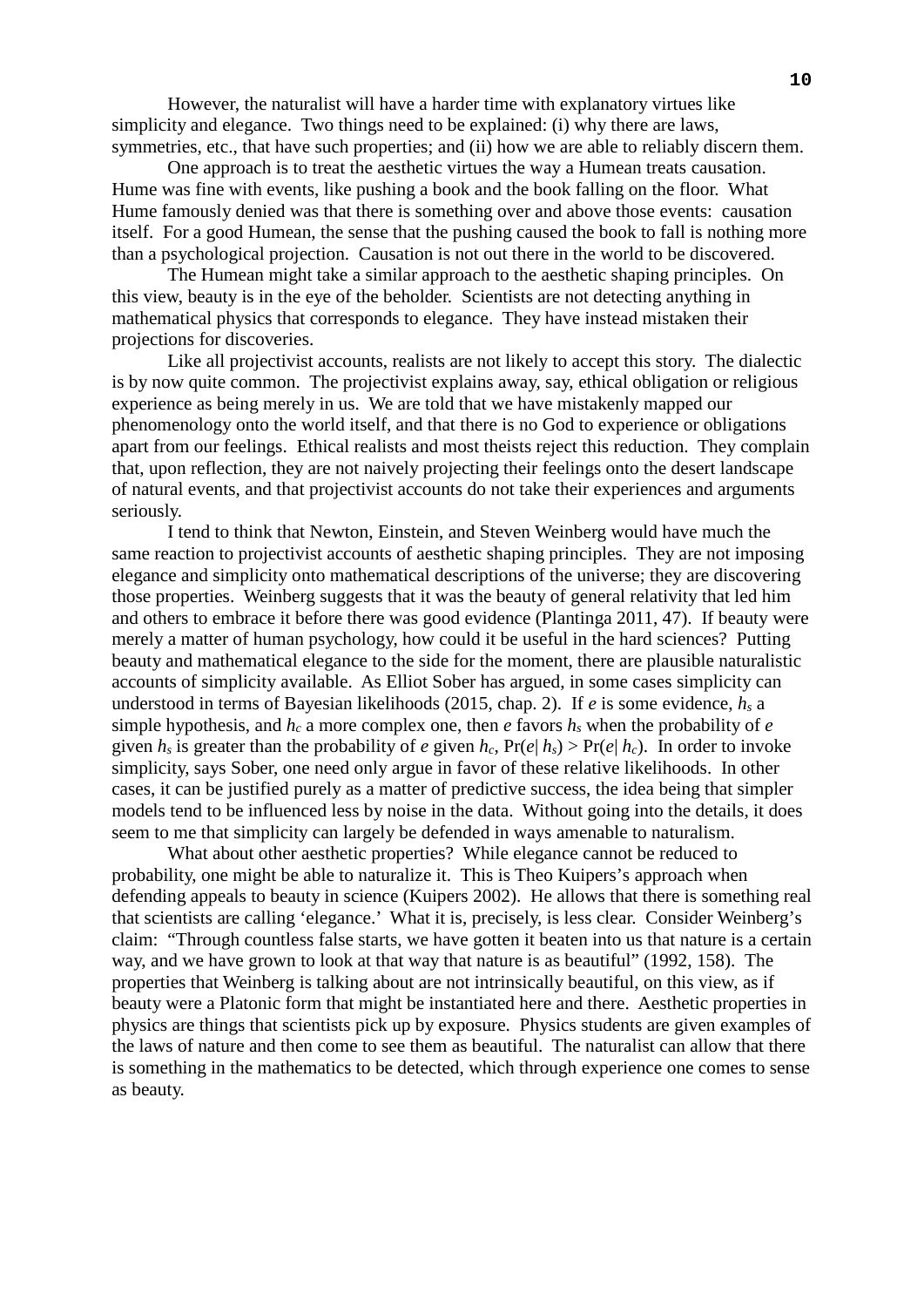However, the naturalist will have a harder time with explanatory virtues like simplicity and elegance. Two things need to be explained: (i) why there are laws, symmetries, etc., that have such properties; and (ii) how we are able to reliably discern them.

One approach is to treat the aesthetic virtues the way a Humean treats causation. Hume was fine with events, like pushing a book and the book falling on the floor. What Hume famously denied was that there is something over and above those events: causation itself. For a good Humean, the sense that the pushing caused the book to fall is nothing more than a psychological projection. Causation is not out there in the world to be discovered.

The Humean might take a similar approach to the aesthetic shaping principles. On this view, beauty is in the eye of the beholder. Scientists are not detecting anything in mathematical physics that corresponds to elegance. They have instead mistaken their projections for discoveries.

Like all projectivist accounts, realists are not likely to accept this story. The dialectic is by now quite common. The projectivist explains away, say, ethical obligation or religious experience as being merely in us. We are told that we have mistakenly mapped our phenomenology onto the world itself, and that there is no God to experience or obligations apart from our feelings. Ethical realists and most theists reject this reduction. They complain that, upon reflection, they are not naively projecting their feelings onto the desert landscape of natural events, and that projectivist accounts do not take their experiences and arguments seriously.

I tend to think that Newton, Einstein, and Steven Weinberg would have much the same reaction to projectivist accounts of aesthetic shaping principles. They are not imposing elegance and simplicity onto mathematical descriptions of the universe; they are discovering those properties. Weinberg suggests that it was the beauty of general relativity that led him and others to embrace it before there was good evidence (Plantinga 2011, 47). If beauty were merely a matter of human psychology, how could it be useful in the hard sciences? Putting beauty and mathematical elegance to the side for the moment, there are plausible naturalistic accounts of simplicity available. As Elliot Sober has argued, in some cases simplicity can understood in terms of Bayesian likelihoods (2015, chap. 2). If $e$ is some evidence, $h_s$ a simple hypothesis, and $h_c$ a more complex one, then $e$ favors $h_s$ when the probability of $e$ given $h_s$ is greater than the probability of $e$ given $h_c$, $\Pr(e| h_s) > \Pr(e| h_c)$. In order to invoke simplicity, says Sober, one need only argue in favor of these relative likelihoods. In other cases, it can be justified purely as a matter of predictive success, the idea being that simpler models tend to be influenced less by noise in the data. Without going into the details, it does seem to me that simplicity can largely be defended in ways amenable to naturalism.

What about other aesthetic properties? While elegance cannot be reduced to probability, one might be able to naturalize it. This is Theo Kuipers's approach when defending appeals to beauty in science (Kuipers 2002). He allows that there is something real that scientists are calling 'elegance.' What it is, precisely, is less clear. Consider Weinberg's claim: "Through countless false starts, we have gotten it beaten into us that nature is a certain way, and we have grown to look at that way that nature is as beautiful" (1992, 158). The properties that Weinberg is talking about are not intrinsically beautiful, on this view, as if beauty were a Platonic form that might be instantiated here and there. Aesthetic properties in physics are things that scientists pick up by exposure. Physics students are given examples of the laws of nature and then come to see them as beautiful. The naturalist can allow that there is something in the mathematics to be detected, which through experience one comes to sense as beauty.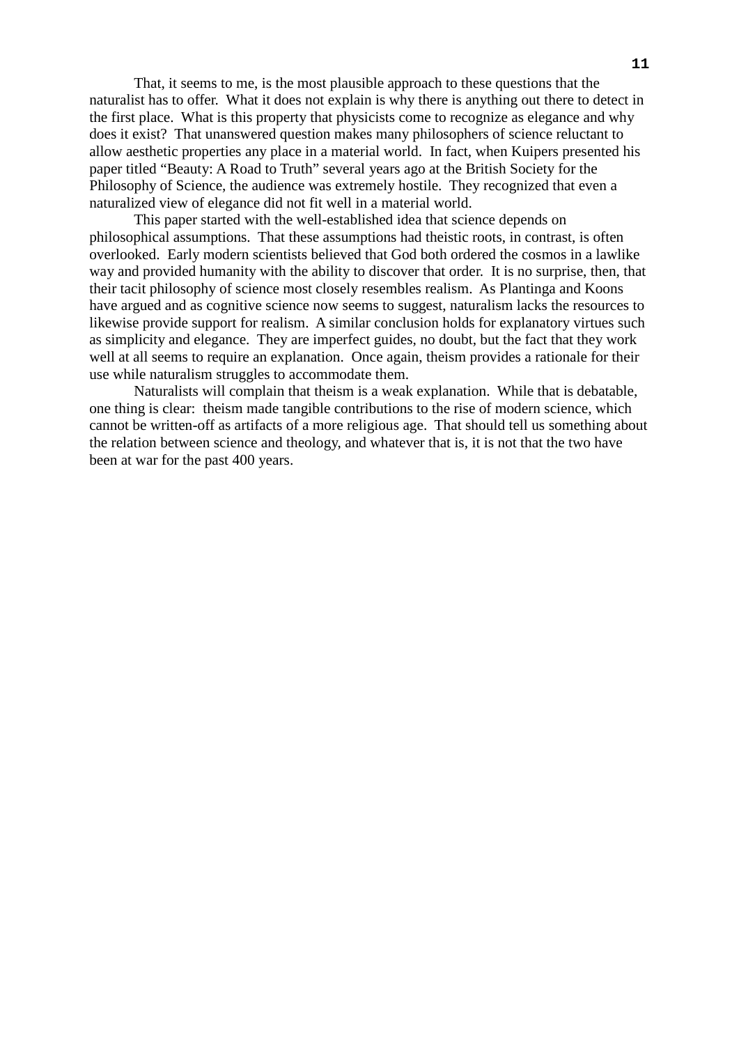That, it seems to me, is the most plausible approach to these questions that the naturalist has to offer. What it does not explain is why there is anything out there to detect in the first place. What is this property that physicists come to recognize as elegance and why does it exist? That unanswered question makes many philosophers of science reluctant to allow aesthetic properties any place in a material world. In fact, when Kuipers presented his paper titled "Beauty: A Road to Truth" several years ago at the British Society for the Philosophy of Science, the audience was extremely hostile. They recognized that even a naturalized view of elegance did not fit well in a material world.

This paper started with the well-established idea that science depends on philosophical assumptions. That these assumptions had theistic roots, in contrast, is often overlooked. Early modern scientists believed that God both ordered the cosmos in a lawlike way and provided humanity with the ability to discover that order. It is no surprise, then, that their tacit philosophy of science most closely resembles realism. As Plantinga and Koons have argued and as cognitive science now seems to suggest, naturalism lacks the resources to likewise provide support for realism. A similar conclusion holds for explanatory virtues such as simplicity and elegance. They are imperfect guides, no doubt, but the fact that they work well at all seems to require an explanation. Once again, theism provides a rationale for their use while naturalism struggles to accommodate them.

Naturalists will complain that theism is a weak explanation. While that is debatable, one thing is clear: theism made tangible contributions to the rise of modern science, which cannot be written-off as artifacts of a more religious age. That should tell us something about the relation between science and theology, and whatever that is, it is not that the two have been at war for the past 400 years.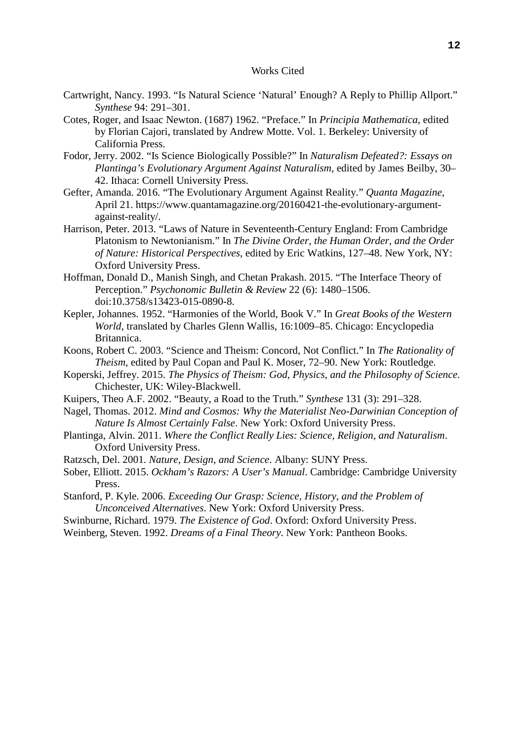## Works Cited

Cartwright, Nancy. 1993. "Is Natural Science 'Natural' Enough? A Reply to Phillip Allport." *Synthese* 94: 291–301.

Cotes, Roger, and Isaac Newton. (1687) 1962. "Preface." In *Principia Mathematica*, edited by Florian Cajori, translated by Andrew Motte. Vol. 1. Berkeley: University of California Press.

Fodor, Jerry. 2002. "Is Science Biologically Possible?" In *Naturalism Defeated?: Essays on Plantinga's Evolutionary Argument Against Naturalism*, edited by James Beilby, 30–42. Ithaca: Cornell University Press.

Gefter, Amanda. 2016. "The Evolutionary Argument Against Reality." *Quanta Magazine*, April 21. https://www.quantamagazine.org/20160421-the-evolutionary-argument-against-reality/.

Harrison, Peter. 2013. "Laws of Nature in Seventeenth-Century England: From Cambridge Platonism to Newtonianism." In *The Divine Order, the Human Order, and the Order of Nature: Historical Perspectives*, edited by Eric Watkins, 127–48. New York, NY: Oxford University Press.

Hoffman, Donald D., Manish Singh, and Chetan Prakash. 2015. "The Interface Theory of Perception." *Psychonomic Bulletin & Review* 22 (6): 1480–1506. doi:10.3758/s13423-015-0890-8.

Kepler, Johannes. 1952. "Harmonies of the World, Book V." In *Great Books of the Western World*, translated by Charles Glenn Wallis, 16:1009–85. Chicago: Encyclopedia Britannica.

Koons, Robert C. 2003. "Science and Theism: Concord, Not Conflict." In *The Rationality of Theism*, edited by Paul Copan and Paul K. Moser, 72–90. New York: Routledge.

Koperski, Jeffrey. 2015. *The Physics of Theism: God, Physics, and the Philosophy of Science*. Chichester, UK: Wiley-Blackwell.

Kuipers, Theo A.F. 2002. "Beauty, a Road to the Truth." *Synthese* 131 (3): 291–328.

Nagel, Thomas. 2012. *Mind and Cosmos: Why the Materialist Neo-Darwinian Conception of Nature Is Almost Certainly False*. New York: Oxford University Press.

Plantinga, Alvin. 2011. *Where the Conflict Really Lies: Science, Religion, and Naturalism*. Oxford University Press.

Ratzsch, Del. 2001. *Nature, Design, and Science*. Albany: SUNY Press.

Sober, Elliott. 2015. *Ockham's Razors: A User's Manual*. Cambridge: Cambridge University Press.

Stanford, P. Kyle. 2006. *Exceeding Our Grasp: Science, History, and the Problem of Unconceived Alternatives*. New York: Oxford University Press.

Swinburne, Richard. 1979. *The Existence of God*. Oxford: Oxford University Press.

Weinberg, Steven. 1992. *Dreams of a Final Theory*. New York: Pantheon Books.